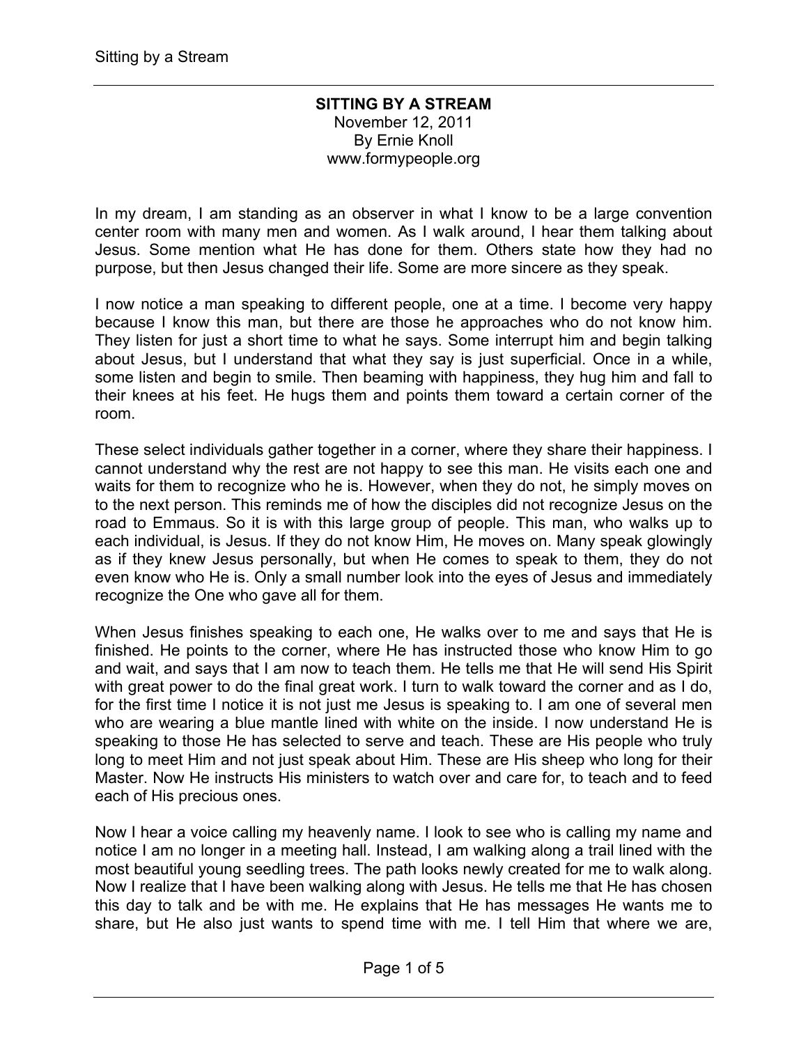**SITTING BY A STREAM**
November 12, 2011
By Ernie Knoll
www.formypeople.org

In my dream, I am standing as an observer in what I know to be a large convention center room with many men and women. As I walk around, I hear them talking about Jesus. Some mention what He has done for them. Others state how they had no purpose, but then Jesus changed their life. Some are more sincere as they speak.

I now notice a man speaking to different people, one at a time. I become very happy because I know this man, but there are those he approaches who do not know him. They listen for just a short time to what he says. Some interrupt him and begin talking about Jesus, but I understand that what they say is just superficial. Once in a while, some listen and begin to smile. Then beaming with happiness, they hug him and fall to their knees at his feet. He hugs them and points them toward a certain corner of the room.

These select individuals gather together in a corner, where they share their happiness. I cannot understand why the rest are not happy to see this man. He visits each one and waits for them to recognize who he is. However, when they do not, he simply moves on to the next person. This reminds me of how the disciples did not recognize Jesus on the road to Emmaus. So it is with this large group of people. This man, who walks up to each individual, is Jesus. If they do not know Him, He moves on. Many speak glowingly as if they knew Jesus personally, but when He comes to speak to them, they do not even know who He is. Only a small number look into the eyes of Jesus and immediately recognize the One who gave all for them.

When Jesus finishes speaking to each one, He walks over to me and says that He is finished. He points to the corner, where He has instructed those who know Him to go and wait, and says that I am now to teach them. He tells me that He will send His Spirit with great power to do the final great work. I turn to walk toward the corner and as I do, for the first time I notice it is not just me Jesus is speaking to. I am one of several men who are wearing a blue mantle lined with white on the inside. I now understand He is speaking to those He has selected to serve and teach. These are His people who truly long to meet Him and not just speak about Him. These are His sheep who long for their Master. Now He instructs His ministers to watch over and care for, to teach and to feed each of His precious ones.

Now I hear a voice calling my heavenly name. I look to see who is calling my name and notice I am no longer in a meeting hall. Instead, I am walking along a trail lined with the most beautiful young seedling trees. The path looks newly created for me to walk along. Now I realize that I have been walking along with Jesus. He tells me that He has chosen this day to talk and be with me. He explains that He has messages He wants me to share, but He also just wants to spend time with me. I tell Him that where we are,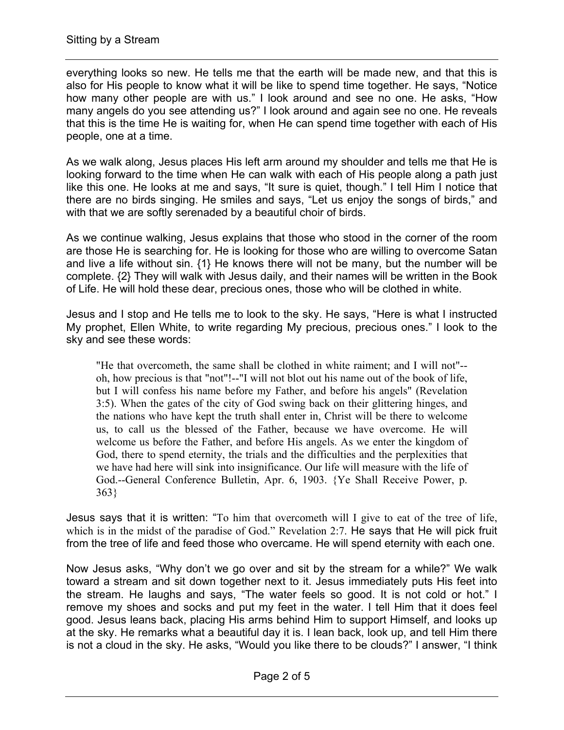everything looks so new. He tells me that the earth will be made new, and that this is also for His people to know what it will be like to spend time together. He says, “Notice how many other people are with us.” I look around and see no one. He asks, “How many angels do you see attending us?” I look around and again see no one. He reveals that this is the time He is waiting for, when He can spend time together with each of His people, one at a time.

As we walk along, Jesus places His left arm around my shoulder and tells me that He is looking forward to the time when He can walk with each of His people along a path just like this one. He looks at me and says, “It sure is quiet, though.” I tell Him I notice that there are no birds singing. He smiles and says, “Let us enjoy the songs of birds,” and with that we are softly serenaded by a beautiful choir of birds.

As we continue walking, Jesus explains that those who stood in the corner of the room are those He is searching for. He is looking for those who are willing to overcome Satan and live a life without sin. {1} He knows there will not be many, but the number will be complete. {2} They will walk with Jesus daily, and their names will be written in the Book of Life. He will hold these dear, precious ones, those who will be clothed in white.

Jesus and I stop and He tells me to look to the sky. He says, “Here is what I instructed My prophet, Ellen White, to write regarding My precious, precious ones.” I look to the sky and see these words:

> "He that overcometh, the same shall be clothed in white raiment; and I will not"--oh, how precious is that "not"!--"I will not blot out his name out of the book of life, but I will confess his name before my Father, and before his angels" (Revelation 3:5). When the gates of the city of God swing back on their glittering hinges, and the nations who have kept the truth shall enter in, Christ will be there to welcome us, to call us the blessed of the Father, because we have overcome. He will welcome us before the Father, and before His angels. As we enter the kingdom of God, there to spend eternity, the trials and the difficulties and the perplexities that we have had here will sink into insignificance. Our life will measure with the life of God.--General Conference Bulletin, Apr. 6, 1903. {Ye Shall Receive Power, p. 363}

Jesus says that it is written: “To him that overcometh will I give to eat of the tree of life, which is in the midst of the paradise of God.” Revelation 2:7. He says that He will pick fruit from the tree of life and feed those who overcame. He will spend eternity with each one.

Now Jesus asks, “Why don’t we go over and sit by the stream for a while?” We walk toward a stream and sit down together next to it. Jesus immediately puts His feet into the stream. He laughs and says, “The water feels so good. It is not cold or hot.” I remove my shoes and socks and put my feet in the water. I tell Him that it does feel good. Jesus leans back, placing His arms behind Him to support Himself, and looks up at the sky. He remarks what a beautiful day it is. I lean back, look up, and tell Him there is not a cloud in the sky. He asks, “Would you like there to be clouds?” I answer, “I think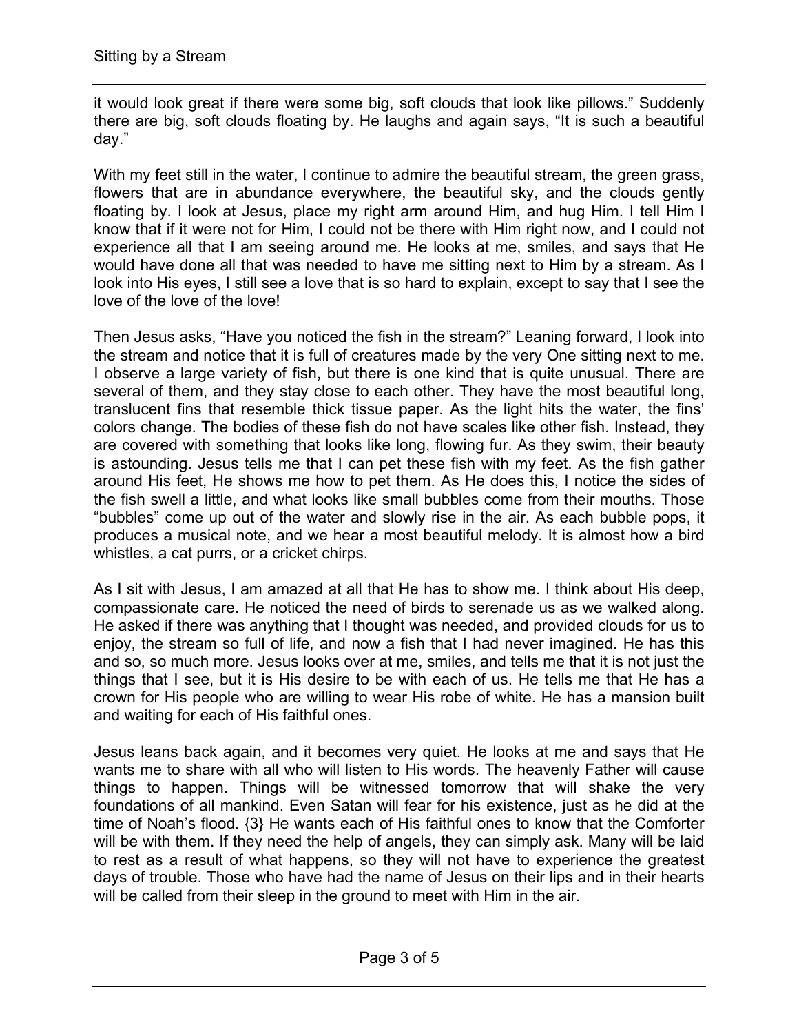it would look great if there were some big, soft clouds that look like pillows." Suddenly there are big, soft clouds floating by. He laughs and again says, "It is such a beautiful day."

With my feet still in the water, I continue to admire the beautiful stream, the green grass, flowers that are in abundance everywhere, the beautiful sky, and the clouds gently floating by. I look at Jesus, place my right arm around Him, and hug Him. I tell Him I know that if it were not for Him, I could not be there with Him right now, and I could not experience all that I am seeing around me. He looks at me, smiles, and says that He would have done all that was needed to have me sitting next to Him by a stream. As I look into His eyes, I still see a love that is so hard to explain, except to say that I see the love of the love of the love!

Then Jesus asks, "Have you noticed the fish in the stream?" Leaning forward, I look into the stream and notice that it is full of creatures made by the very One sitting next to me. I observe a large variety of fish, but there is one kind that is quite unusual. There are several of them, and they stay close to each other. They have the most beautiful long, translucent fins that resemble thick tissue paper. As the light hits the water, the fins' colors change. The bodies of these fish do not have scales like other fish. Instead, they are covered with something that looks like long, flowing fur. As they swim, their beauty is astounding. Jesus tells me that I can pet these fish with my feet. As the fish gather around His feet, He shows me how to pet them. As He does this, I notice the sides of the fish swell a little, and what looks like small bubbles come from their mouths. Those "bubbles" come up out of the water and slowly rise in the air. As each bubble pops, it produces a musical note, and we hear a most beautiful melody. It is almost how a bird whistles, a cat purrs, or a cricket chirps.

As I sit with Jesus, I am amazed at all that He has to show me. I think about His deep, compassionate care. He noticed the need of birds to serenade us as we walked along. He asked if there was anything that I thought was needed, and provided clouds for us to enjoy, the stream so full of life, and now a fish that I had never imagined. He has this and so, so much more. Jesus looks over at me, smiles, and tells me that it is not just the things that I see, but it is His desire to be with each of us. He tells me that He has a crown for His people who are willing to wear His robe of white. He has a mansion built and waiting for each of His faithful ones.

Jesus leans back again, and it becomes very quiet. He looks at me and says that He wants me to share with all who will listen to His words. The heavenly Father will cause things to happen. Things will be witnessed tomorrow that will shake the very foundations of all mankind. Even Satan will fear for his existence, just as he did at the time of Noah's flood. {3} He wants each of His faithful ones to know that the Comforter will be with them. If they need the help of angels, they can simply ask. Many will be laid to rest as a result of what happens, so they will not have to experience the greatest days of trouble. Those who have had the name of Jesus on their lips and in their hearts will be called from their sleep in the ground to meet with Him in the air.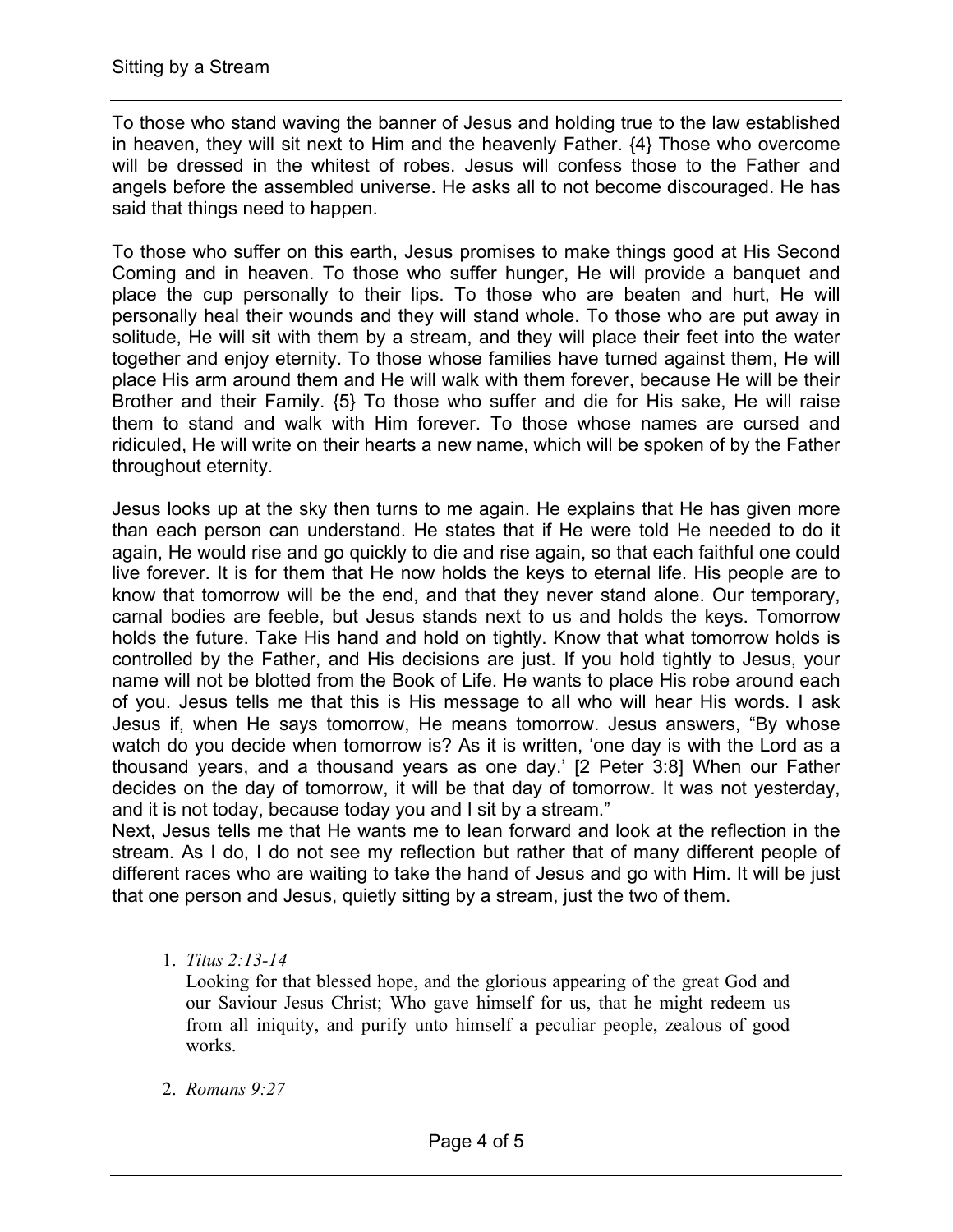To those who stand waving the banner of Jesus and holding true to the law established in heaven, they will sit next to Him and the heavenly Father. {4} Those who overcome will be dressed in the whitest of robes. Jesus will confess those to the Father and angels before the assembled universe. He asks all to not become discouraged. He has said that things need to happen.

To those who suffer on this earth, Jesus promises to make things good at His Second Coming and in heaven. To those who suffer hunger, He will provide a banquet and place the cup personally to their lips. To those who are beaten and hurt, He will personally heal their wounds and they will stand whole. To those who are put away in solitude, He will sit with them by a stream, and they will place their feet into the water together and enjoy eternity. To those whose families have turned against them, He will place His arm around them and He will walk with them forever, because He will be their Brother and their Family. {5} To those who suffer and die for His sake, He will raise them to stand and walk with Him forever. To those whose names are cursed and ridiculed, He will write on their hearts a new name, which will be spoken of by the Father throughout eternity.

Jesus looks up at the sky then turns to me again. He explains that He has given more than each person can understand. He states that if He were told He needed to do it again, He would rise and go quickly to die and rise again, so that each faithful one could live forever. It is for them that He now holds the keys to eternal life. His people are to know that tomorrow will be the end, and that they never stand alone. Our temporary, carnal bodies are feeble, but Jesus stands next to us and holds the keys. Tomorrow holds the future. Take His hand and hold on tightly. Know that what tomorrow holds is controlled by the Father, and His decisions are just. If you hold tightly to Jesus, your name will not be blotted from the Book of Life. He wants to place His robe around each of you. Jesus tells me that this is His message to all who will hear His words. I ask Jesus if, when He says tomorrow, He means tomorrow. Jesus answers, "By whose watch do you decide when tomorrow is? As it is written, 'one day is with the Lord as a thousand years, and a thousand years as one day.' [2 Peter 3:8] When our Father decides on the day of tomorrow, it will be that day of tomorrow. It was not yesterday, and it is not today, because today you and I sit by a stream."

Next, Jesus tells me that He wants me to lean forward and look at the reflection in the stream. As I do, I do not see my reflection but rather that of many different people of different races who are waiting to take the hand of Jesus and go with Him. It will be just that one person and Jesus, quietly sitting by a stream, just the two of them.

1. *Titus 2:13-14*
   Looking for that blessed hope, and the glorious appearing of the great God and our Saviour Jesus Christ; Who gave himself for us, that he might redeem us from all iniquity, and purify unto himself a peculiar people, zealous of good works.

2. *Romans 9:27*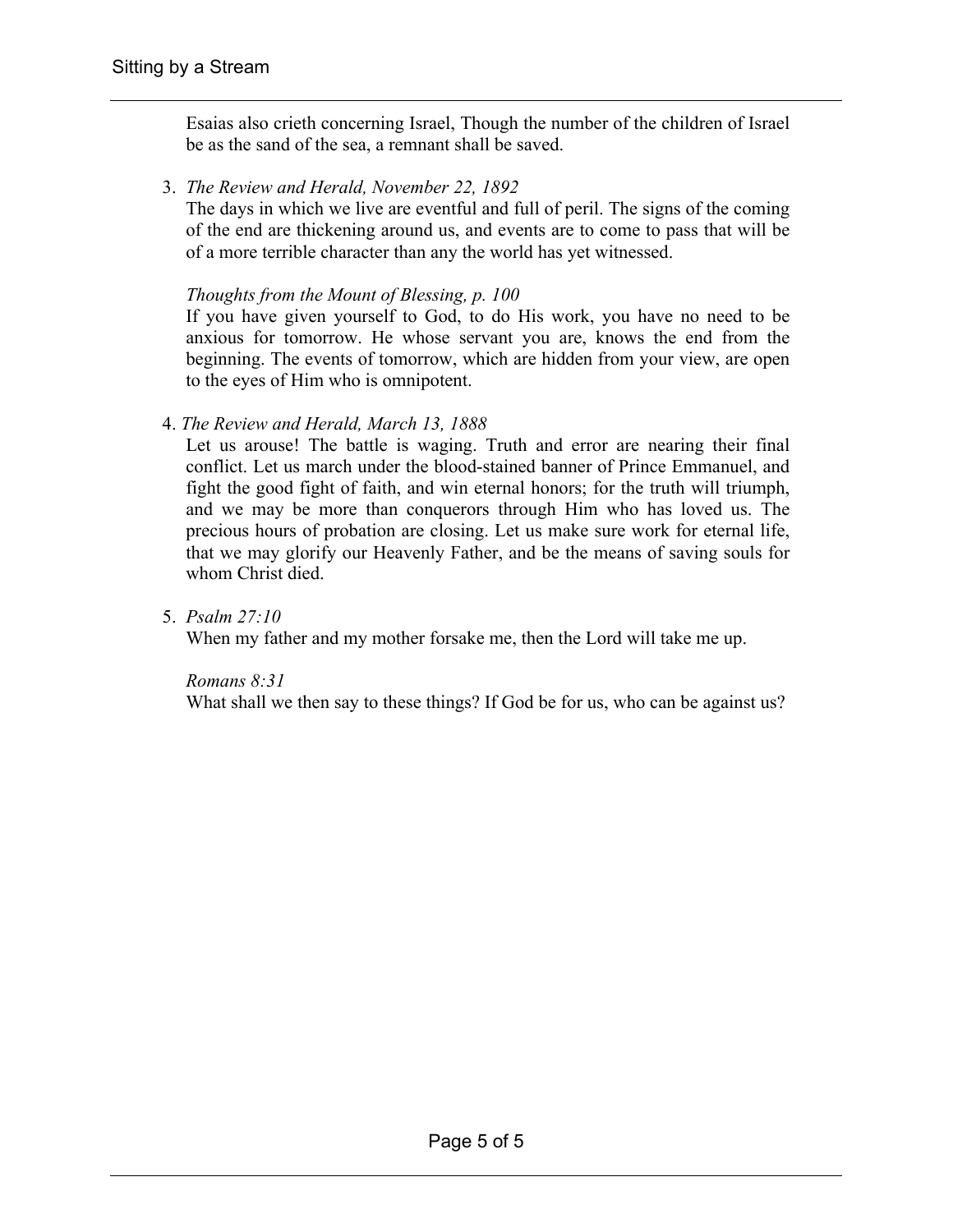Esaias also crieth concerning Israel, Though the number of the children of Israel be as the sand of the sea, a remnant shall be saved.

3. *The Review and Herald, November 22, 1892*

   The days in which we live are eventful and full of peril. The signs of the coming of the end are thickening around us, and events are to come to pass that will be of a more terrible character than any the world has yet witnessed.

   *Thoughts from the Mount of Blessing, p. 100*

   If you have given yourself to God, to do His work, you have no need to be anxious for tomorrow. He whose servant you are, knows the end from the beginning. The events of tomorrow, which are hidden from your view, are open to the eyes of Him who is omnipotent.

4. *The Review and Herald, March 13, 1888*

   Let us arouse! The battle is waging. Truth and error are nearing their final conflict. Let us march under the blood-stained banner of Prince Emmanuel, and fight the good fight of faith, and win eternal honors; for the truth will triumph, and we may be more than conquerors through Him who has loved us. The precious hours of probation are closing. Let us make sure work for eternal life, that we may glorify our Heavenly Father, and be the means of saving souls for whom Christ died.

5. *Psalm 27:10*

   When my father and my mother forsake me, then the Lord will take me up.

   *Romans 8:31*

   What shall we then say to these things? If God be for us, who can be against us?